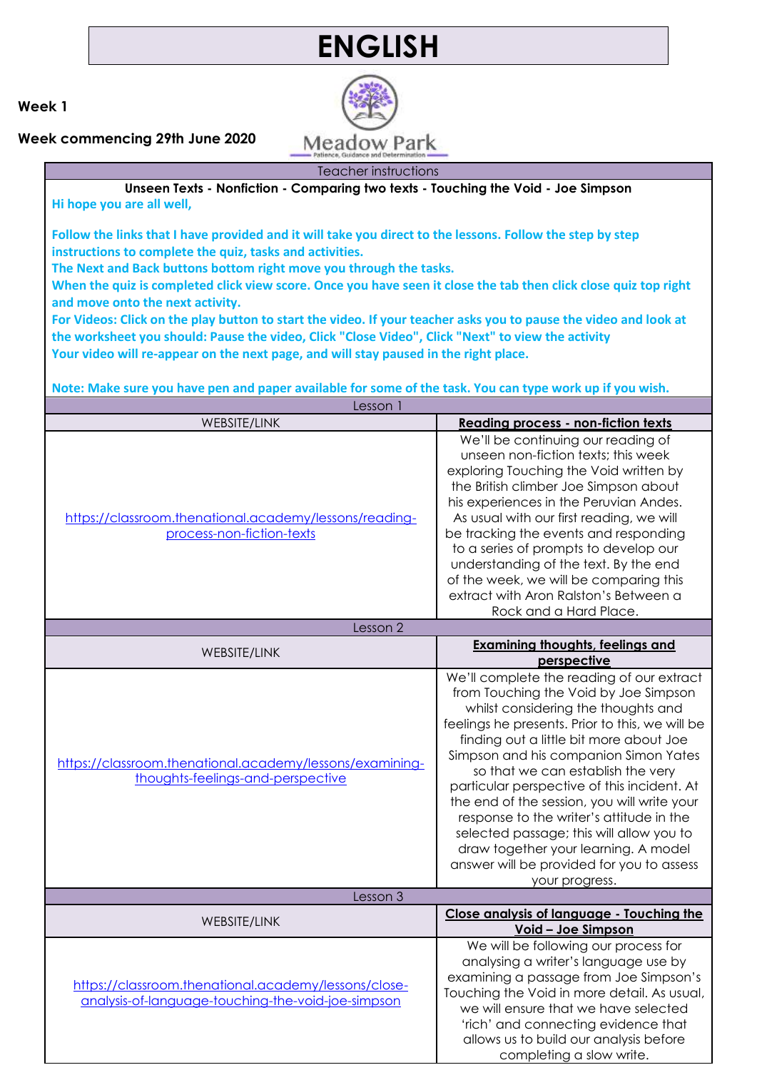# ENGLISH

**Week 1**

**Week commencing 29th June 2020**

Meadow Park
Patience, Guidance and Determination

| Teacher instructions | |
|---|---|
| **Unseen Texts - Nonfiction - Comparing two texts - Touching the Void - Joe Simpson**<br>**Hi hope you are all well,**<br><br>**Follow the links that I have provided and it will take you direct to the lessons. Follow the step by step instructions to complete the quiz, tasks and activities.**<br>**The Next and Back buttons bottom right move you through the tasks.**<br>**When the quiz is completed click view score. Once you have seen it close the tab then click close quiz top right and move onto the next activity.**<br>**For Videos: Click on the play button to start the video. If your teacher asks you to pause the video and look at the worksheet you should: Pause the video, Click "Close Video", Click "Next" to view the activity**<br>**Your video will re-appear on the next page, and will stay paused in the right place.**<br><br>**Note: Make sure you have pen and paper available for some of the task. You can type work up if you wish.** | |
| Lesson 1 | |
| WEBSITE/LINK | **Reading process - non-fiction texts** |
| https://classroom.thenational.academy/lessons/reading-process-non-fiction-texts | We'll be continuing our reading of unseen non-fiction texts; this week exploring Touching the Void written by the British climber Joe Simpson about his experiences in the Peruvian Andes. As usual with our first reading, we will be tracking the events and responding to a series of prompts to develop our understanding of the text. By the end of the week, we will be comparing this extract with Aron Ralston's Between a Rock and a Hard Place. |
| Lesson 2 | |
| WEBSITE/LINK | **Examining thoughts, feelings and perspective** |
| https://classroom.thenational.academy/lessons/examining-thoughts-feelings-and-perspective | We'll complete the reading of our extract from Touching the Void by Joe Simpson whilst considering the thoughts and feelings he presents. Prior to this, we will be finding out a little bit more about Joe Simpson and his companion Simon Yates so that we can establish the very particular perspective of this incident. At the end of the session, you will write your response to the writer's attitude in the selected passage; this will allow you to draw together your learning. A model answer will be provided for you to assess your progress. |
| Lesson 3 | |
| WEBSITE/LINK | **Close analysis of language - Touching the Void – Joe Simpson** |
| https://classroom.thenational.academy/lessons/close-analysis-of-language-touching-the-void-joe-simpson | We will be following our process for analysing a writer's language use by examining a passage from Joe Simpson's Touching the Void in more detail. As usual, we will ensure that we have selected 'rich' and connecting evidence that allows us to build our analysis before completing a slow write. |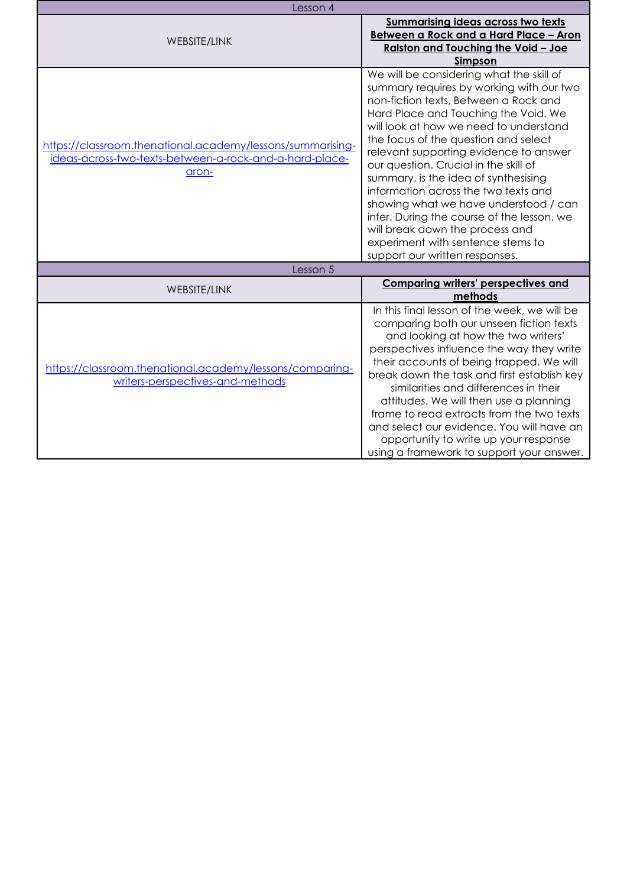| Lesson 4 | |
|---|---|
| WEBSITE/LINK | **Summarising ideas across two texts Between a Rock and a Hard Place – Aron Ralston and Touching the Void – Joe Simpson** |
| https://classroom.thenational.academy/lessons/summarising-ideas-across-two-texts-between-a-rock-and-a-hard-place-aron- | We will be considering what the skill of summary requires by working with our two non-fiction texts, Between a Rock and Hard Place and Touching the Void. We will look at how we need to understand the focus of the question and select relevant supporting evidence to answer our question. Crucial in the skill of summary, is the idea of synthesising information across the two texts and showing what we have understood / can infer. During the course of the lesson, we will break down the process and experiment with sentence stems to support our written responses. |

| Lesson 5 | |
|---|---|
| WEBSITE/LINK | **Comparing writers' perspectives and methods** |
| https://classroom.thenational.academy/lessons/comparing-writers-perspectives-and-methods | In this final lesson of the week, we will be comparing both our unseen fiction texts and looking at how the two writers' perspectives influence the way they write their accounts of being trapped. We will break down the task and first establish key similarities and differences in their attitudes. We will then use a planning frame to read extracts from the two texts and select our evidence. You will have an opportunity to write up your response using a framework to support your answer. |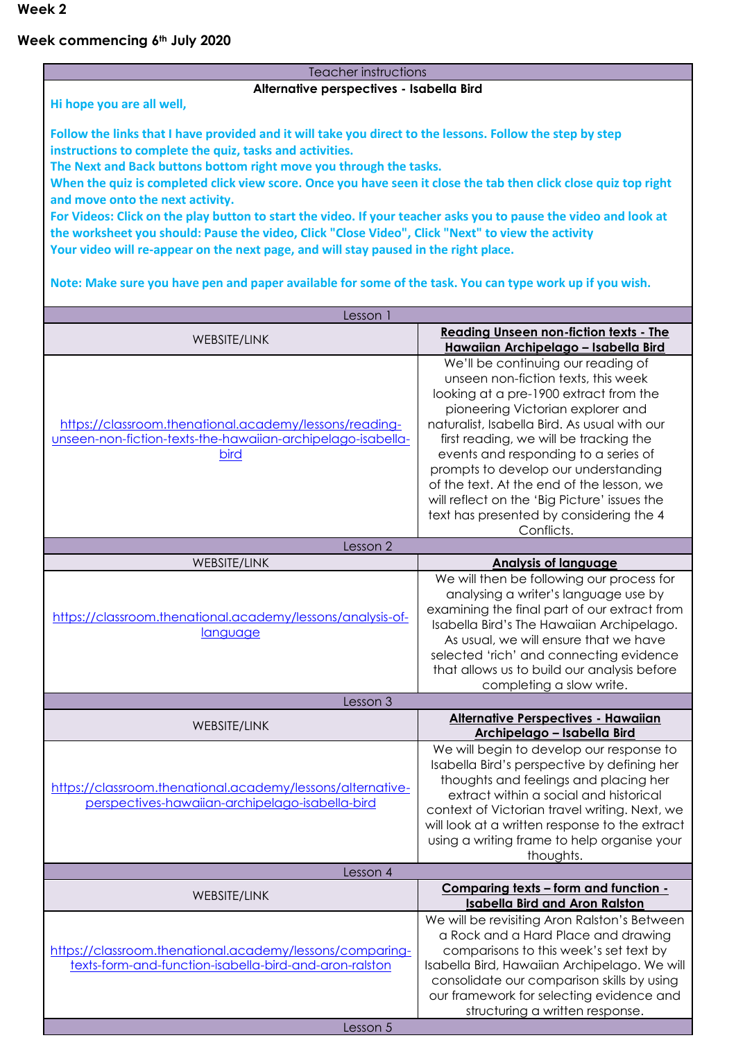**Week 2**

**Week commencing 6th July 2020**

| Teacher instructions | |
|---|---|
| **Alternative perspectives - Isabella Bird** | |
| **Hi hope you are all well,**<br><br>**Follow the links that I have provided and it will take you direct to the lessons. Follow the step by step instructions to complete the quiz, tasks and activities.**<br>**The Next and Back buttons bottom right move you through the tasks.**<br>**When the quiz is completed click view score. Once you have seen it close the tab then click close quiz top right and move onto the next activity.**<br>**For Videos: Click on the play button to start the video. If your teacher asks you to pause the video and look at the worksheet you should: Pause the video, Click "Close Video", Click "Next" to view the activity**<br>**Your video will re-appear on the next page, and will stay paused in the right place.**<br><br>**Note: Make sure you have pen and paper available for some of the task. You can type work up if you wish.** | |
| Lesson 1 | |
| WEBSITE/LINK | **Reading Unseen non-fiction texts - The Hawaiian Archipelago – Isabella Bird** |
| https://classroom.thenational.academy/lessons/reading-unseen-non-fiction-texts-the-hawaiian-archipelago-isabella-bird | We'll be continuing our reading of unseen non-fiction texts, this week looking at a pre-1900 extract from the pioneering Victorian explorer and naturalist, Isabella Bird. As usual with our first reading, we will be tracking the events and responding to a series of prompts to develop our understanding of the text. At the end of the lesson, we will reflect on the 'Big Picture' issues the text has presented by considering the 4 Conflicts. |
| Lesson 2 | |
| WEBSITE/LINK | **Analysis of language** |
| https://classroom.thenational.academy/lessons/analysis-of-language | We will then be following our process for analysing a writer's language use by examining the final part of our extract from Isabella Bird's The Hawaiian Archipelago. As usual, we will ensure that we have selected 'rich' and connecting evidence that allows us to build our analysis before completing a slow write. |
| Lesson 3 | |
| WEBSITE/LINK | **Alternative Perspectives - Hawaiian Archipelago – Isabella Bird** |
| https://classroom.thenational.academy/lessons/alternative-perspectives-hawaiian-archipelago-isabella-bird | We will begin to develop our response to Isabella Bird's perspective by defining her thoughts and feelings and placing her extract within a social and historical context of Victorian travel writing. Next, we will look at a written response to the extract using a writing frame to help organise your thoughts. |
| Lesson 4 | |
| WEBSITE/LINK | **Comparing texts – form and function - Isabella Bird and Aron Ralston** |
| https://classroom.thenational.academy/lessons/comparing-texts-form-and-function-isabella-bird-and-aron-ralston | We will be revisiting Aron Ralston's Between a Rock and a Hard Place and drawing comparisons to this week's set text by Isabella Bird, Hawaiian Archipelago. We will consolidate our comparison skills by using our framework for selecting evidence and structuring a written response. |
| Lesson 5 | |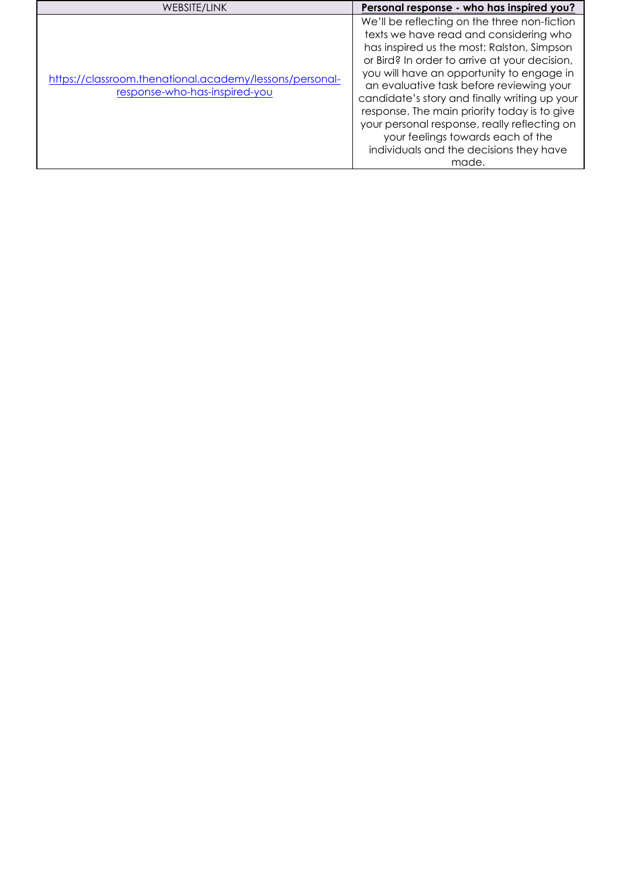| WEBSITE/LINK | **Personal response - who has inspired you?** |
| --- | --- |
| https://classroom.thenational.academy/lessons/personal-response-who-has-inspired-you | We'll be reflecting on the three non-fiction texts we have read and considering who has inspired us the most: Ralston, Simpson or Bird? In order to arrive at your decision, you will have an opportunity to engage in an evaluative task before reviewing your candidate's story and finally writing up your response. The main priority today is to give your personal response, really reflecting on your feelings towards each of the individuals and the decisions they have made. |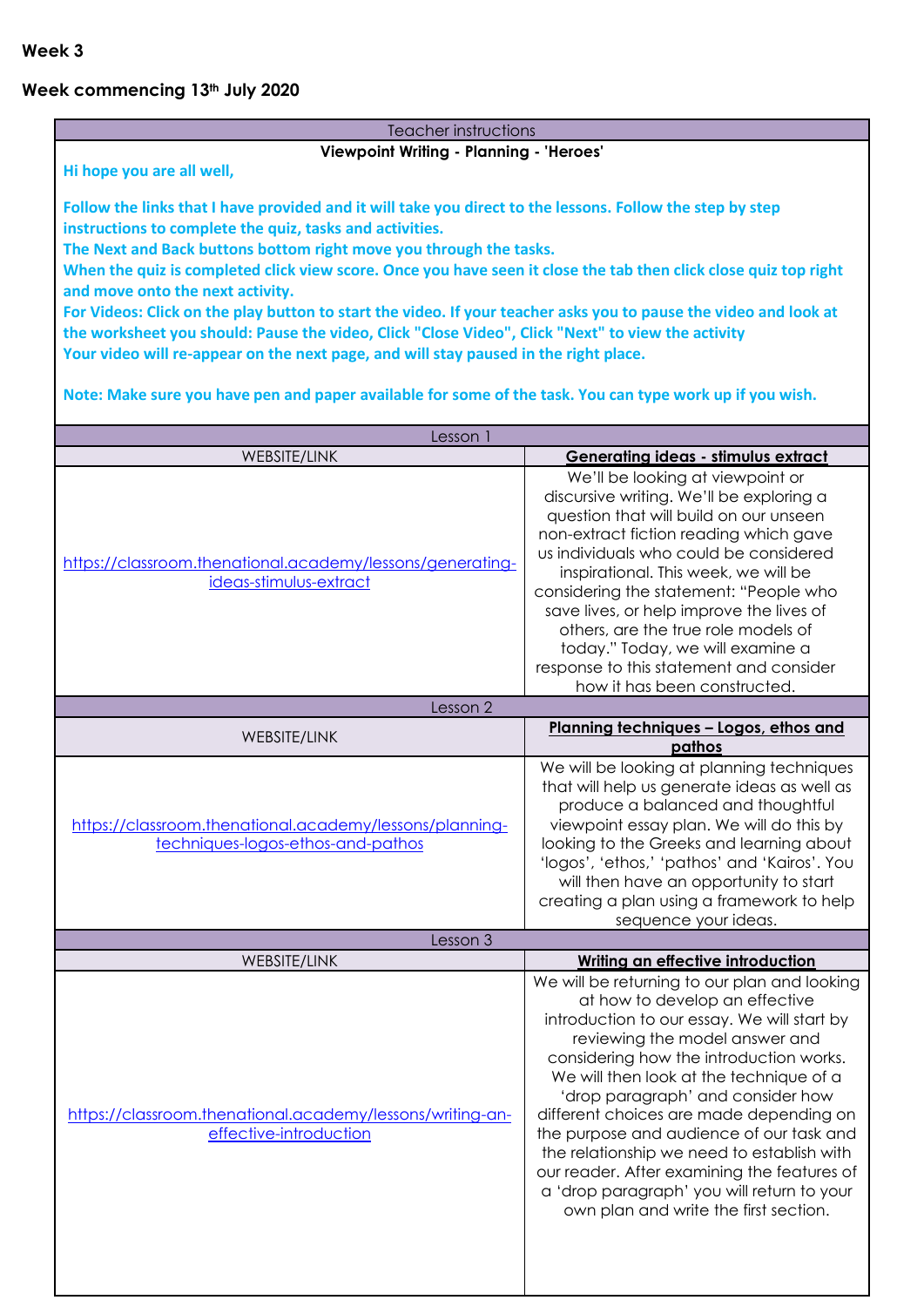**Week 3**

**Week commencing 13th July 2020**

| Teacher instructions | |
|---|---|
| **Viewpoint Writing - Planning - 'Heroes'**<br><br>**Hi hope you are all well,**<br><br>**Follow the links that I have provided and it will take you direct to the lessons. Follow the step by step instructions to complete the quiz, tasks and activities.**<br>**The Next and Back buttons bottom right move you through the tasks.**<br>**When the quiz is completed click view score. Once you have seen it close the tab then click close quiz top right and move onto the next activity.**<br>**For Videos: Click on the play button to start the video. If your teacher asks you to pause the video and look at the worksheet you should: Pause the video, Click "Close Video", Click "Next" to view the activity**<br>**Your video will re-appear on the next page, and will stay paused in the right place.**<br><br>**Note: Make sure you have pen and paper available for some of the task. You can type work up if you wish.** | |
| **Lesson 1** | |
| WEBSITE/LINK | **Generating ideas - stimulus extract** |
| https://classroom.thenational.academy/lessons/generating-ideas-stimulus-extract | We'll be looking at viewpoint or discursive writing. We'll be exploring a question that will build on our unseen non-extract fiction reading which gave us individuals who could be considered inspirational. This week, we will be considering the statement: "People who save lives, or help improve the lives of others, are the true role models of today." Today, we will examine a response to this statement and consider how it has been constructed. |
| **Lesson 2** | |
| WEBSITE/LINK | **Planning techniques – Logos, ethos and pathos** |
| https://classroom.thenational.academy/lessons/planning-techniques-logos-ethos-and-pathos | We will be looking at planning techniques that will help us generate ideas as well as produce a balanced and thoughtful viewpoint essay plan. We will do this by looking to the Greeks and learning about 'logos', 'ethos,' 'pathos' and 'Kairos'. You will then have an opportunity to start creating a plan using a framework to help sequence your ideas. |
| **Lesson 3** | |
| WEBSITE/LINK | **Writing an effective introduction** |
| https://classroom.thenational.academy/lessons/writing-an-effective-introduction | We will be returning to our plan and looking at how to develop an effective introduction to our essay. We will start by reviewing the model answer and considering how the introduction works. We will then look at the technique of a 'drop paragraph' and consider how different choices are made depending on the purpose and audience of our task and the relationship we need to establish with our reader. After examining the features of a 'drop paragraph' you will return to your own plan and write the first section. |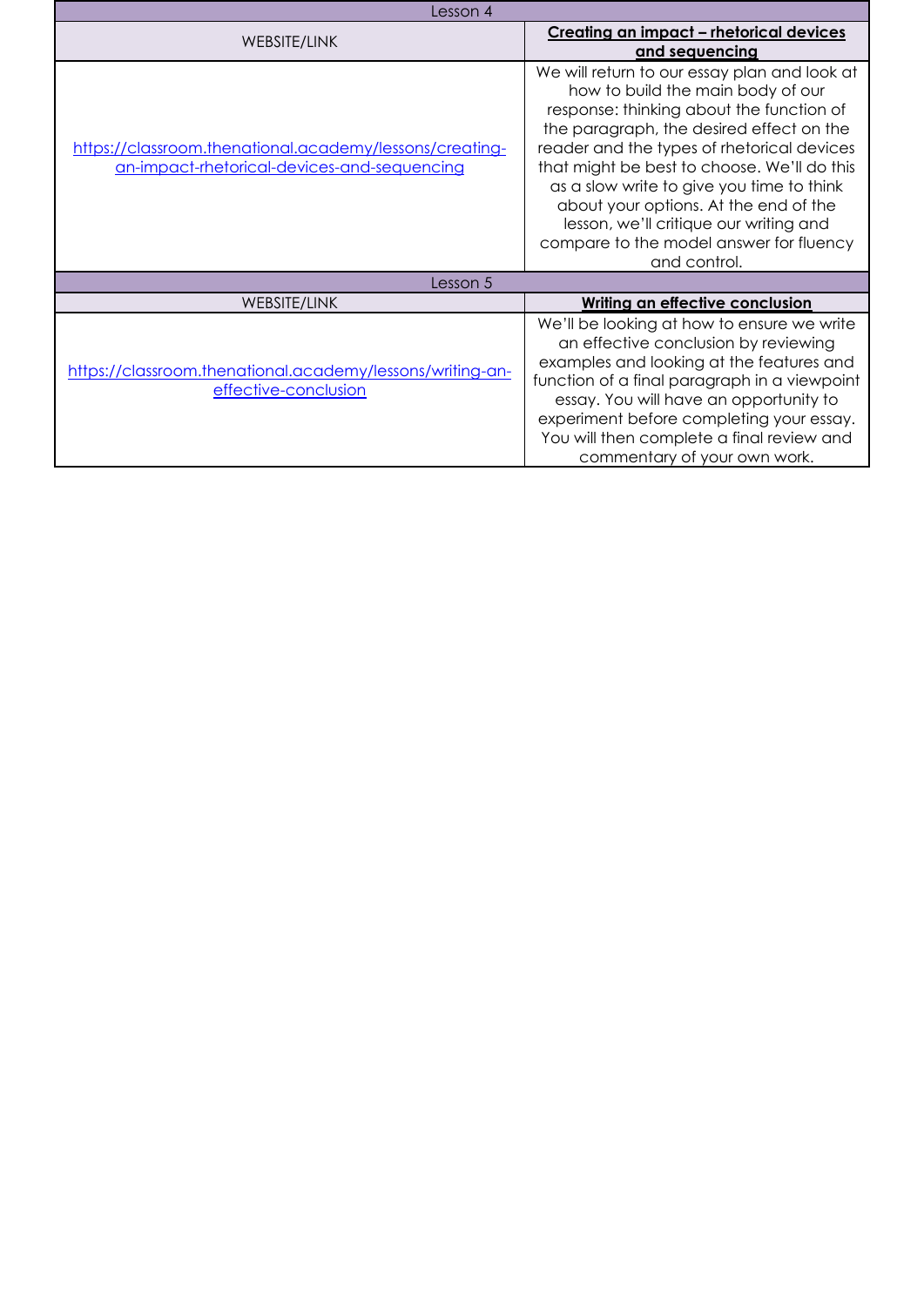| Lesson 4 | |
|---|---|
| WEBSITE/LINK | **Creating an impact – rhetorical devices and sequencing** |
| https://classroom.thenational.academy/lessons/creating-an-impact-rhetorical-devices-and-sequencing | We will return to our essay plan and look at how to build the main body of our response: thinking about the function of the paragraph, the desired effect on the reader and the types of rhetorical devices that might be best to choose. We'll do this as a slow write to give you time to think about your options. At the end of the lesson, we'll critique our writing and compare to the model answer for fluency and control. |

| Lesson 5 | |
|---|---|
| WEBSITE/LINK | **Writing an effective conclusion** |
| https://classroom.thenational.academy/lessons/writing-an-effective-conclusion | We'll be looking at how to ensure we write an effective conclusion by reviewing examples and looking at the features and function of a final paragraph in a viewpoint essay. You will have an opportunity to experiment before completing your essay. You will then complete a final review and commentary of your own work. |